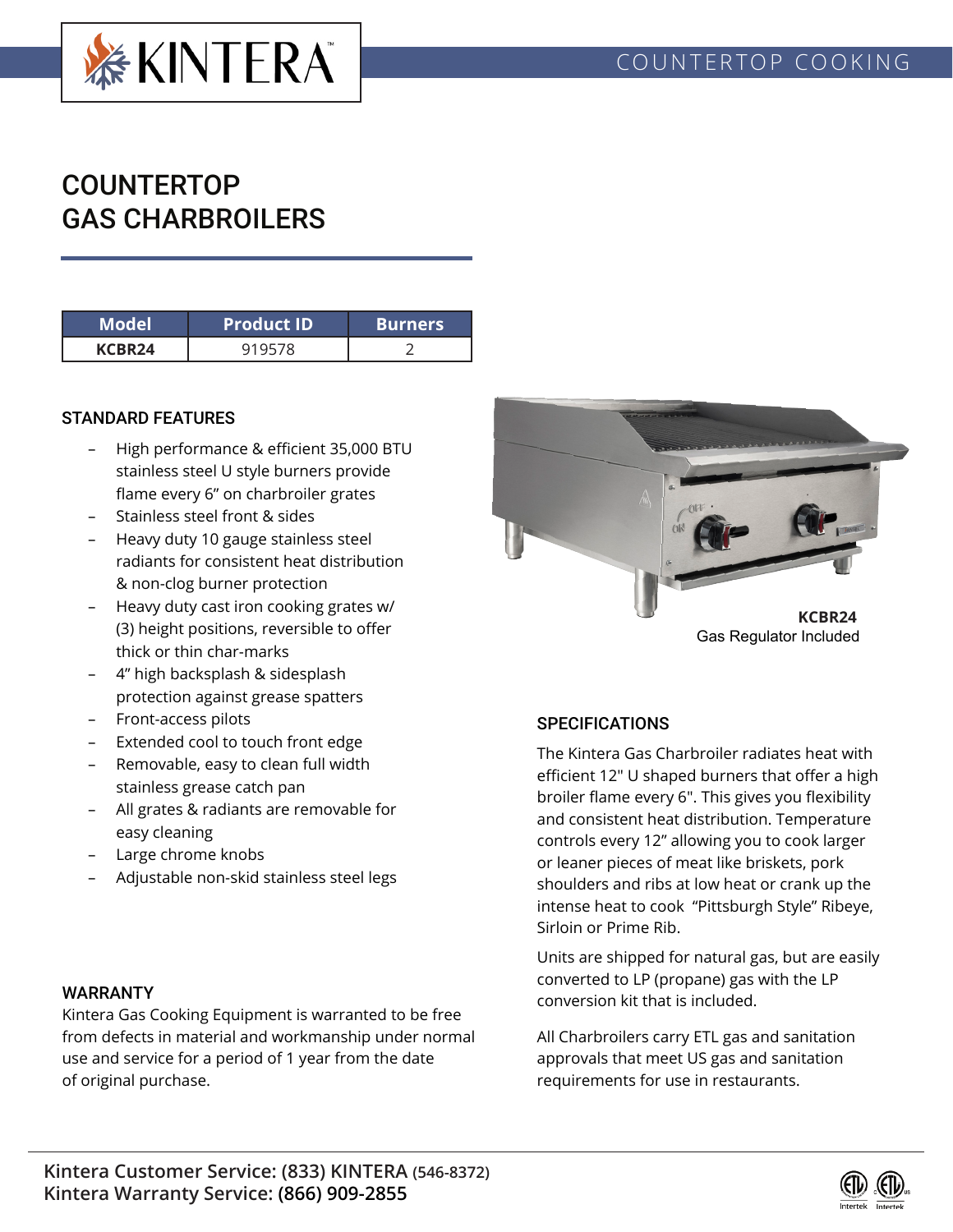KINTERA™

COUNTERTOP COOKING

# COUNTERTOP GAS CHARBROILERS

| Model | Product ID | Burners |
|---|---|---|
| **KCBR24** | 919578 | 2 |

## STANDARD FEATURES

- High performance & efficient 35,000 BTU stainless steel U style burners provide flame every 6” on charbroiler grates
- Stainless steel front & sides
- Heavy duty 10 gauge stainless steel radiants for consistent heat distribution & non-clog burner protection
- Heavy duty cast iron cooking grates w/ (3) height positions, reversible to offer thick or thin char-marks
- 4” high backsplash & sidesplash protection against grease spatters
- Front-access pilots
- Extended cool to touch front edge
- Removable, easy to clean full width stainless grease catch pan
- All grates & radiants are removable for easy cleaning
- Large chrome knobs
- Adjustable non-skid stainless steel legs

**KCBR24**
Gas Regulator Included

## SPECIFICATIONS

The Kintera Gas Charbroiler radiates heat with efficient 12" U shaped burners that offer a high broiler flame every 6". This gives you flexibility and consistent heat distribution. Temperature controls every 12” allowing you to cook larger or leaner pieces of meat like briskets, pork shoulders and ribs at low heat or crank up the intense heat to cook “Pittsburgh Style” Ribeye, Sirloin or Prime Rib.

Units are shipped for natural gas, but are easily converted to LP (propane) gas with the LP conversion kit that is included.

All Charbroilers carry ETL gas and sanitation approvals that meet US gas and sanitation requirements for use in restaurants.

## WARRANTY

Kintera Gas Cooking Equipment is warranted to be free from defects in material and workmanship under normal use and service for a period of 1 year from the date of original purchase.

**Kintera Customer Service: (833) KINTERA (546-8372)**
**Kintera Warranty Service: (866) 909-2855**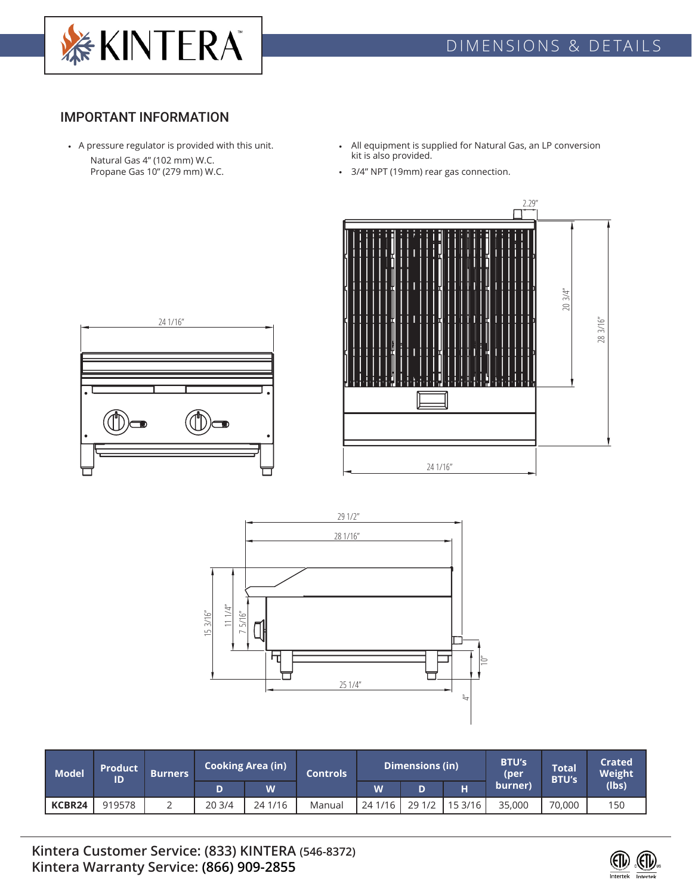## IMPORTANT INFORMATION

- A pressure regulator is provided with this unit.
  Natural Gas 4" (102 mm) W.C.
  Propane Gas 10" (279 mm) W.C.
- All equipment is supplied for Natural Gas, an LP conversion kit is also provided.
- 3/4" NPT (19mm) rear gas connection.

24 1/16"

2.29"
20 3/4"
28 3/16"
24 1/16"

29 1/2"
28 1/16"
15 3/16"
11 1/4"
7 5/16"
10"
25 1/4"
4"

| Model | Product ID | Burners | Cooking Area (in) | | Controls | Dimensions (in) | | | BTU's (per burner) | Total BTU's | Crated Weight (lbs) |
|---|---|---|---|---|---|---|---|---|---|---|---|
| | | | D | W | | W | D | H | | | |
| **KCBR24** | 919578 | 2 | 20 3/4 | 24 1/16 | Manual | 24 1/16 | 29 1/2 | 15 3/16 | 35,000 | 70,000 | 150 |

**Kintera Customer Service: (833) KINTERA (546-8372)**
**Kintera Warranty Service: (866) 909-2855**